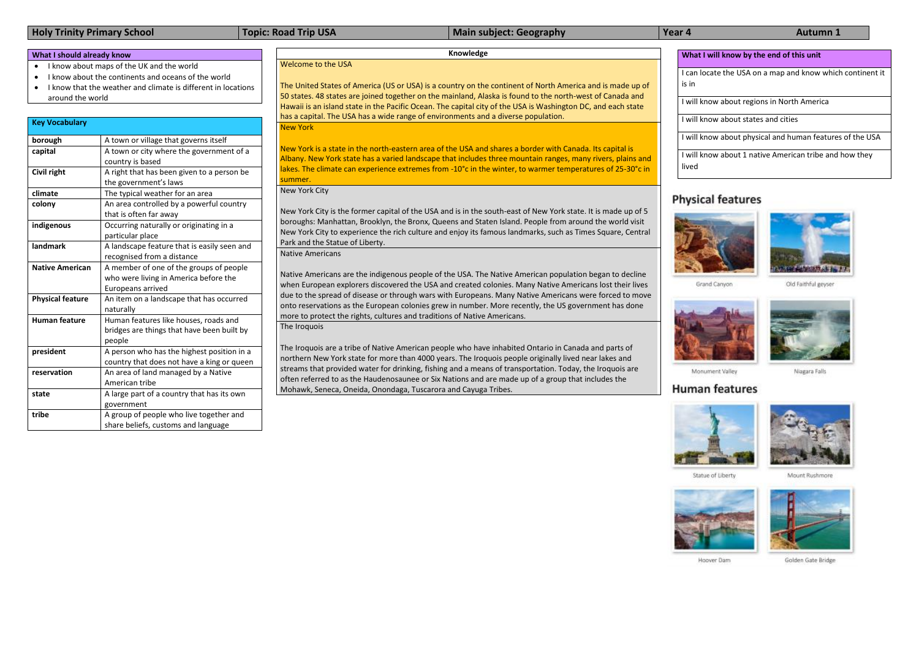| Holy Trinity Primary School | Topic: Road Trip USA | Main subject: Geography | Year 4 | Autumn 1 |
|---|---|---|---|---|

## What I should already know

- I know about maps of the UK and the world
- I know about the continents and oceans of the world
- I know that the weather and climate is different in locations around the world

## Key Vocabulary

| Term | Definition |
|---|---|
| borough | A town or village that governs itself |
| capital | A town or city where the government of a country is based |
| Civil right | A right that has been given to a person be the government's laws |
| climate | The typical weather for an area |
| colony | An area controlled by a powerful country that is often far away |
| indigenous | Occurring naturally or originating in a particular place |
| landmark | A landscape feature that is easily seen and recognised from a distance |
| Native American | A member of one of the groups of people who were living in America before the Europeans arrived |
| Physical feature | An item on a landscape that has occurred naturally |
| Human feature | Human features like houses, roads and bridges are things that have been built by people |
| president | A person who has the highest position in a country that does not have a king or queen |
| reservation | An area of land managed by a Native American tribe |
| state | A large part of a country that has its own government |
| tribe | A group of people who live together and share beliefs, customs and language |

## Knowledge

### Welcome to the USA

The United States of America (US or USA) is a country on the continent of North America and is made up of 50 states. 48 states are joined together on the mainland, Alaska is found to the north-west of Canada and Hawaii is an island state in the Pacific Ocean. The capital city of the USA is Washington DC, and each state has a capital. The USA has a wide range of environments and a diverse population.

### New York

New York is a state in the north-eastern area of the USA and shares a border with Canada. Its capital is Albany. New York state has a varied landscape that includes three mountain ranges, many rivers, plains and lakes. The climate can experience extremes from -10°c in the winter, to warmer temperatures of 25-30°c in summer.

### New York City

New York City is the former capital of the USA and is in the south-east of New York state. It is made up of 5 boroughs: Manhattan, Brooklyn, the Bronx, Queens and Staten Island. People from around the world visit New York City to experience the rich culture and enjoy its famous landmarks, such as Times Square, Central Park and the Statue of Liberty.

### Native Americans

Native Americans are the indigenous people of the USA. The Native American population began to decline when European explorers discovered the USA and created colonies. Many Native Americans lost their lives due to the spread of disease or through wars with Europeans. Many Native Americans were forced to move onto reservations as the European colonies grew in number. More recently, the US government has done more to protect the rights, cultures and traditions of Native Americans.

### The Iroquois

The Iroquois are a tribe of Native American people who have inhabited Ontario in Canada and parts of northern New York state for more than 4000 years. The Iroquois people originally lived near lakes and streams that provided water for drinking, fishing and a means of transportation. Today, the Iroquois are often referred to as the Haudenosaunee or Six Nations and are made up of a group that includes the Mohawk, Seneca, Oneida, Onondaga, Tuscarora and Cayuga Tribes.

## What I will know by the end of this unit

- I can locate the USA on a map and know which continent it is in
- I will know about regions in North America
- I will know about states and cities
- I will know about physical and human features of the USA
- I will know about 1 native American tribe and how they lived

## Physical features

Grand Canyon

Old Faithful geyser

Monument Valley

Niagara Falls

## Human features

Statue of Liberty

Mount Rushmore

Hoover Dam

Golden Gate Bridge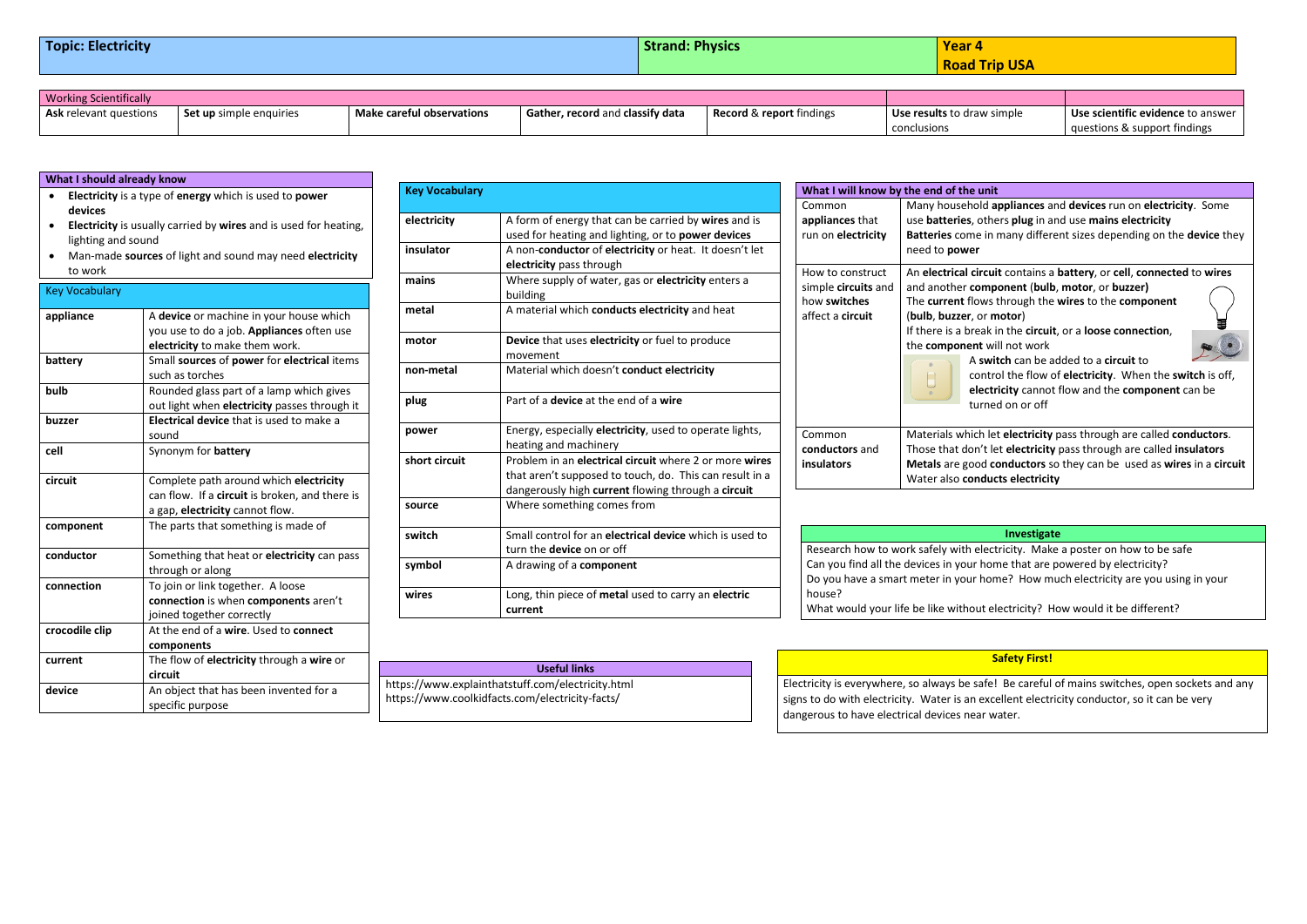| Topic: Electricity | Strand: Physics | Year 4<br>Road Trip USA |
|---|---|---|

| Working Scientifically | | | | | | |
|---|---|---|---|---|---|---|
| **Ask** relevant questions | **Set up** simple enquiries | **Make careful observations** | **Gather, record** and **classify data** | **Record** & **report** findings | **Use results** to draw simple conclusions | **Use scientific evidence** to answer questions & support findings |

## What I should already know

- **Electricity** is a type of **energy** which is used to **power devices**
- **Electricity** is usually carried by **wires** and is used for heating, lighting and sound
- Man-made **sources** of light and sound may need **electricity** to work

## Key Vocabulary

| Key Vocabulary | |
|---|---|
| **appliance** | A **device** or machine in your house which you use to do a job. **Appliances** often use **electricity** to make them work. |
| **battery** | Small **sources** of **power** for **electrical** items such as torches |
| **bulb** | Rounded glass part of a lamp which gives out light when **electricity** passes through it |
| **buzzer** | **Electrical device** that is used to make a sound |
| **cell** | Synonym for **battery** |
| **circuit** | Complete path around which **electricity** can flow. If a **circuit** is broken, and there is a gap, **electricity** cannot flow. |
| **component** | The parts that something is made of |
| **conductor** | Something that heat or **electricity** can pass through or along |
| **connection** | To join or link together. A loose **connection** is when **components** aren't joined together correctly |
| **crocodile clip** | At the end of a **wire**. Used to **connect components** |
| **current** | The flow of **electricity** through a **wire** or **circuit** |
| **device** | An object that has been invented for a specific purpose |

| Key Vocabulary | |
|---|---|
| **electricity** | A form of energy that can be carried by **wires** and is used for heating and lighting, or to **power devices** |
| **insulator** | A non-**conductor** of **electricity** or heat. It doesn't let **electricity** pass through |
| **mains** | Where supply of water, gas or **electricity** enters a building |
| **metal** | A material which **conducts electricity** and heat |
| **motor** | **Device** that uses **electricity** or fuel to produce movement |
| **non-metal** | Material which doesn't **conduct electricity** |
| **plug** | Part of a **device** at the end of a **wire** |
| **power** | Energy, especially **electricity**, used to operate lights, heating and machinery |
| **short circuit** | Problem in an **electrical circuit** where 2 or more **wires** that aren't supposed to touch, do. This can result in a dangerously high **current** flowing through a **circuit** |
| **source** | Where something comes from |
| **switch** | Small control for an **electrical device** which is used to turn the **device** on or off |
| **symbol** | A drawing of a **component** |
| **wires** | Long, thin piece of **metal** used to carry an **electric current** |

## Useful links

https://www.explainthatstuff.com/electricity.html
https://www.coolkidfacts.com/electricity-facts/

## What I will know by the end of the unit

| What I will know by the end of the unit | |
|---|---|
| Common **appliances** that run on **electricity** | Many household **appliances** and **devices** run on **electricity**. Some use **batteries**, others **plug** in and use **mains electricity**<br>**Batteries** come in many different sizes depending on the **device** they need to **power** |
| How to construct simple **circuits** and how **switches** affect a **circuit** | An **electrical circuit** contains a **battery**, or **cell**, **connected** to **wires** and another **component** (**bulb**, **motor**, or **buzzer)**<br>The **current** flows through the **wires** to the **component** (**bulb**, **buzzer**, or **motor**)<br>If there is a break in the **circuit**, or a **loose connection**, the **component** will not work<br>A **switch** can be added to a **circuit** to control the flow of **electricity**. When the **switch** is off, **electricity** cannot flow and the **component** can be turned on or off |
| Common **conductors** and **insulators** | Materials which let **electricity** pass through are called **conductors**. Those that don't let **electricity** pass through are called **insulators**<br>**Metals** are good **conductors** so they can be used as **wires** in a **circuit**<br>Water also **conducts electricity** |

## Investigate

Research how to work safely with electricity. Make a poster on how to be safe
Can you find all the devices in your home that are powered by electricity?
Do you have a smart meter in your home? How much electricity are you using in your house?
What would your life be like without electricity? How would it be different?

## Safety First!

Electricity is everywhere, so always be safe! Be careful of mains switches, open sockets and any signs to do with electricity. Water is an excellent electricity conductor, so it can be very dangerous to have electrical devices near water.